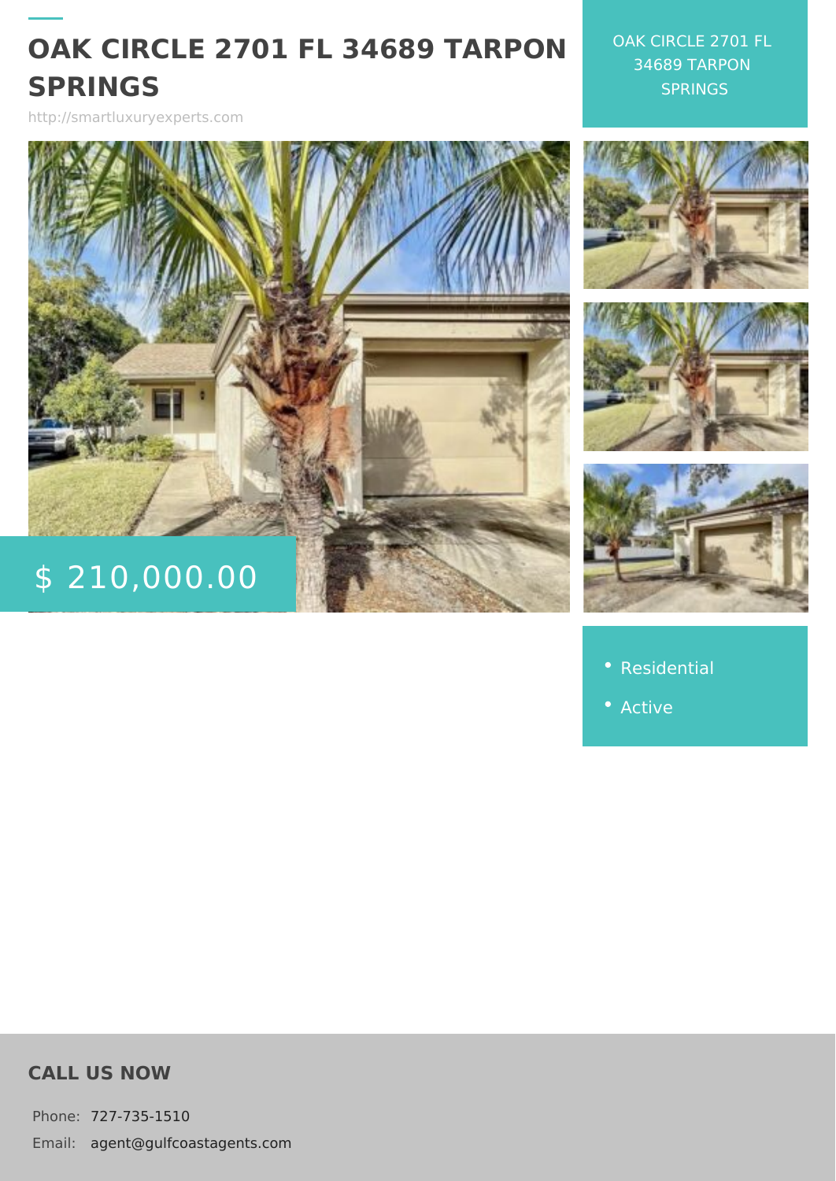# OAK CIRCLE 2701 FL 34689 TARPON SPRINGS

http://smartluxuryexperts.com

OAK CIRCLE 2701 FL 34689 TARPON SPRINGS

$ 210,000.00

- Residential
- Active

## CALL US NOW

Phone: 727-735-1510

Email: agent@gulfcoastagents.com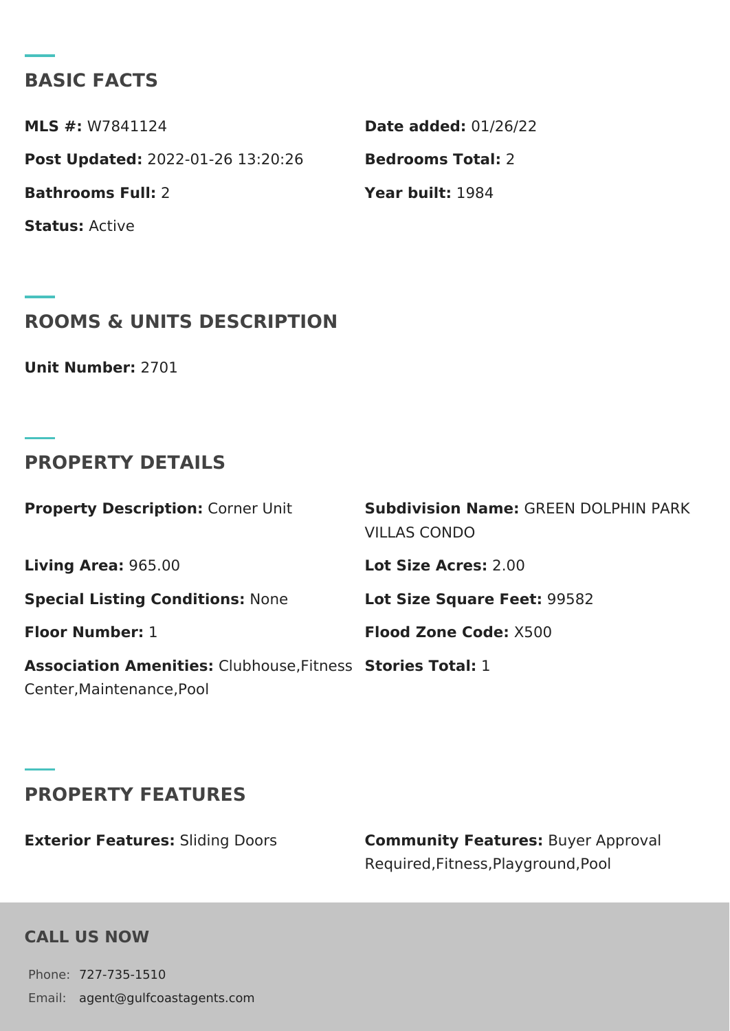## BASIC FACTS

**MLS #:** W7841124

**Date added:** 01/26/22

**Post Updated:** 2022-01-26 13:20:26

**Bedrooms Total:** 2

**Bathrooms Full:** 2

**Year built:** 1984

**Status:** Active

## ROOMS & UNITS DESCRIPTION

**Unit Number:** 2701

## PROPERTY DETAILS

**Property Description:** Corner Unit

**Subdivision Name:** GREEN DOLPHIN PARK VILLAS CONDO

**Living Area:** 965.00

**Lot Size Acres:** 2.00

**Special Listing Conditions:** None

**Lot Size Square Feet:** 99582

**Floor Number:** 1

**Flood Zone Code:** X500

**Association Amenities:** Clubhouse,Fitness Center,Maintenance,Pool

**Stories Total:** 1

## PROPERTY FEATURES

**Exterior Features:** Sliding Doors

**Community Features:** Buyer Approval Required,Fitness,Playground,Pool

## CALL US NOW

Phone: 727-735-1510

Email: agent@gulfcoastagents.com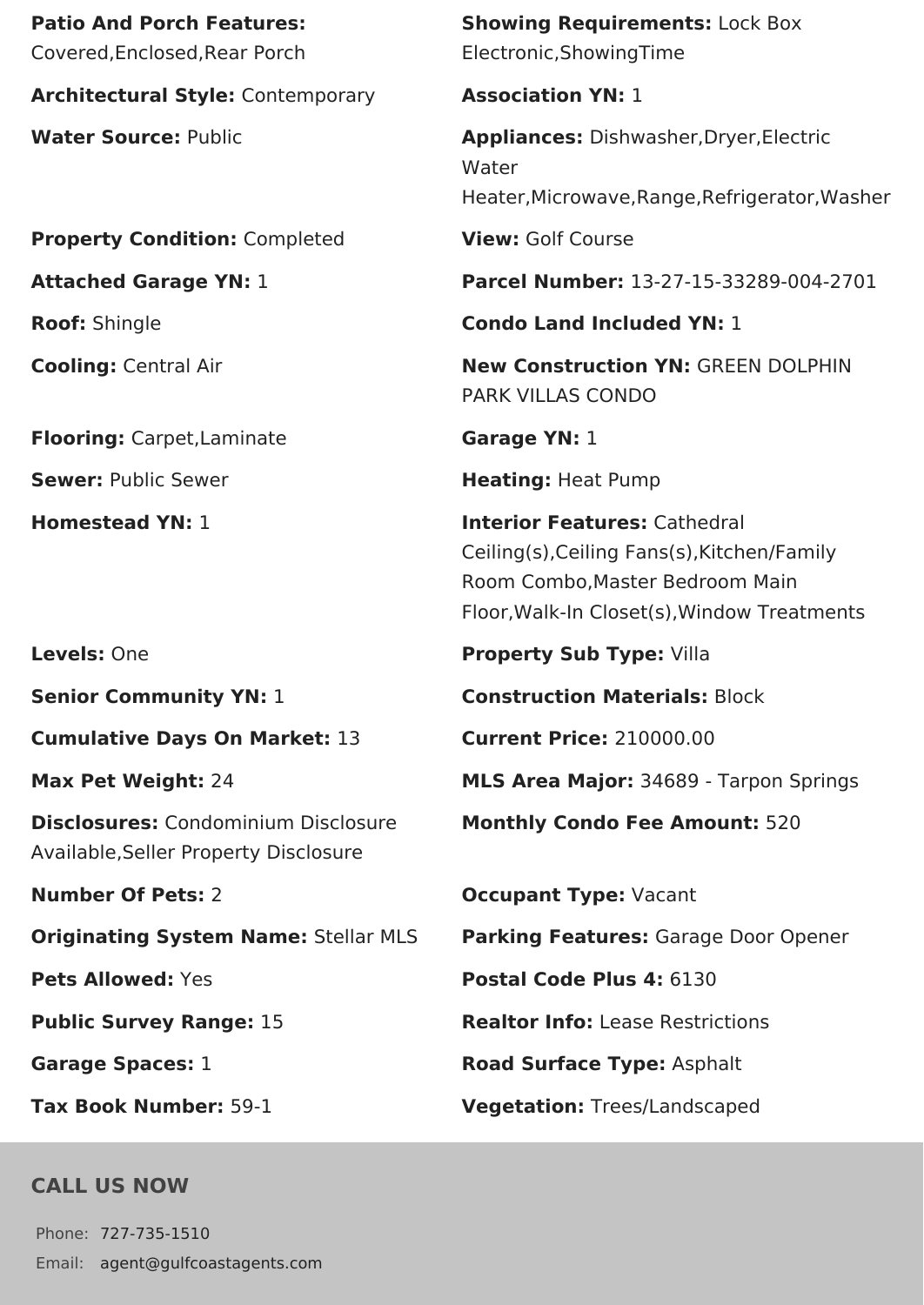**Patio And Porch Features:** Covered,Enclosed,Rear Porch

**Showing Requirements:** Lock Box Electronic,ShowingTime

**Architectural Style:** Contemporary

**Association YN:** 1

**Water Source:** Public

**Appliances:** Dishwasher,Dryer,Electric Water Heater,Microwave,Range,Refrigerator,Washer

**Property Condition:** Completed

**View:** Golf Course

**Attached Garage YN:** 1

**Parcel Number:** 13-27-15-33289-004-2701

**Roof:** Shingle

**Condo Land Included YN:** 1

**Cooling:** Central Air

**New Construction YN:** GREEN DOLPHIN PARK VILLAS CONDO

**Flooring:** Carpet,Laminate

**Garage YN:** 1

**Sewer:** Public Sewer

**Heating:** Heat Pump

**Homestead YN:** 1

**Interior Features:** Cathedral Ceiling(s),Ceiling Fans(s),Kitchen/Family Room Combo,Master Bedroom Main Floor,Walk-In Closet(s),Window Treatments

**Levels:** One

**Property Sub Type:** Villa

**Senior Community YN:** 1

**Construction Materials:** Block

**Cumulative Days On Market:** 13

**Current Price:** 210000.00

**Max Pet Weight:** 24

**MLS Area Major:** 34689 - Tarpon Springs

**Disclosures:** Condominium Disclosure Available,Seller Property Disclosure

**Monthly Condo Fee Amount:** 520

**Number Of Pets:** 2

**Occupant Type:** Vacant

**Originating System Name:** Stellar MLS

**Parking Features:** Garage Door Opener

**Pets Allowed:** Yes

**Postal Code Plus 4:** 6130

**Public Survey Range:** 15

**Realtor Info:** Lease Restrictions

**Garage Spaces:** 1

**Road Surface Type:** Asphalt

**Tax Book Number:** 59-1

**Vegetation:** Trees/Landscaped

## CALL US NOW

Phone: 727-735-1510

Email: agent@gulfcoastagents.com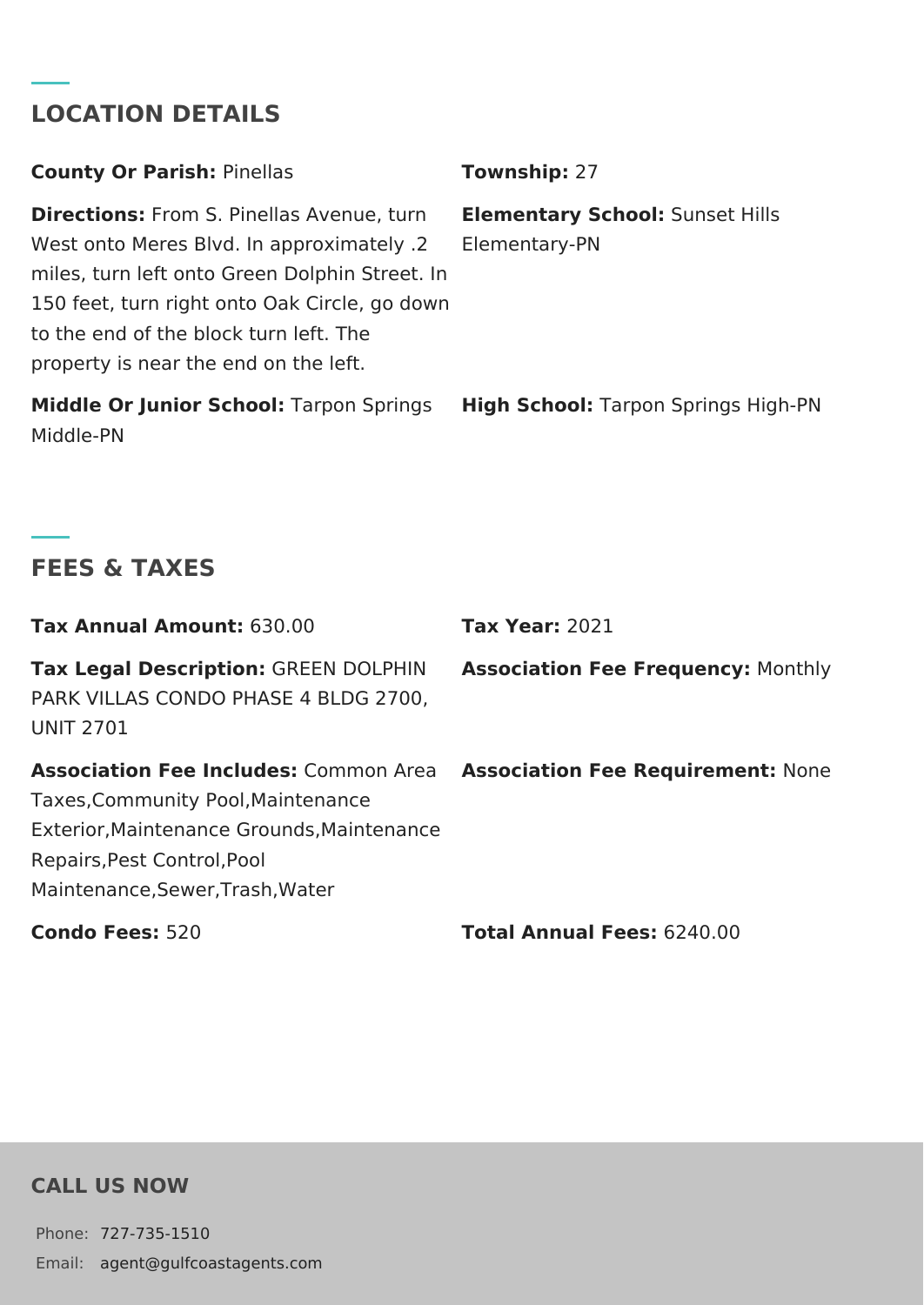## LOCATION DETAILS

**County Or Parish:** Pinellas

**Township:** 27

**Directions:** From S. Pinellas Avenue, turn West onto Meres Blvd. In approximately .2 miles, turn left onto Green Dolphin Street. In 150 feet, turn right onto Oak Circle, go down to the end of the block turn left. The property is near the end on the left.

**Elementary School:** Sunset Hills Elementary-PN

**Middle Or Junior School:** Tarpon Springs Middle-PN

**High School:** Tarpon Springs High-PN

## FEES & TAXES

**Tax Annual Amount:** 630.00

**Tax Year:** 2021

**Tax Legal Description:** GREEN DOLPHIN PARK VILLAS CONDO PHASE 4 BLDG 2700, UNIT 2701

**Association Fee Frequency:** Monthly

**Association Fee Includes:** Common Area Taxes,Community Pool,Maintenance Exterior,Maintenance Grounds,Maintenance Repairs,Pest Control,Pool Maintenance,Sewer,Trash,Water

**Association Fee Requirement:** None

**Condo Fees:** 520

**Total Annual Fees:** 6240.00

## CALL US NOW

Phone: 727-735-1510

Email: agent@gulfcoastagents.com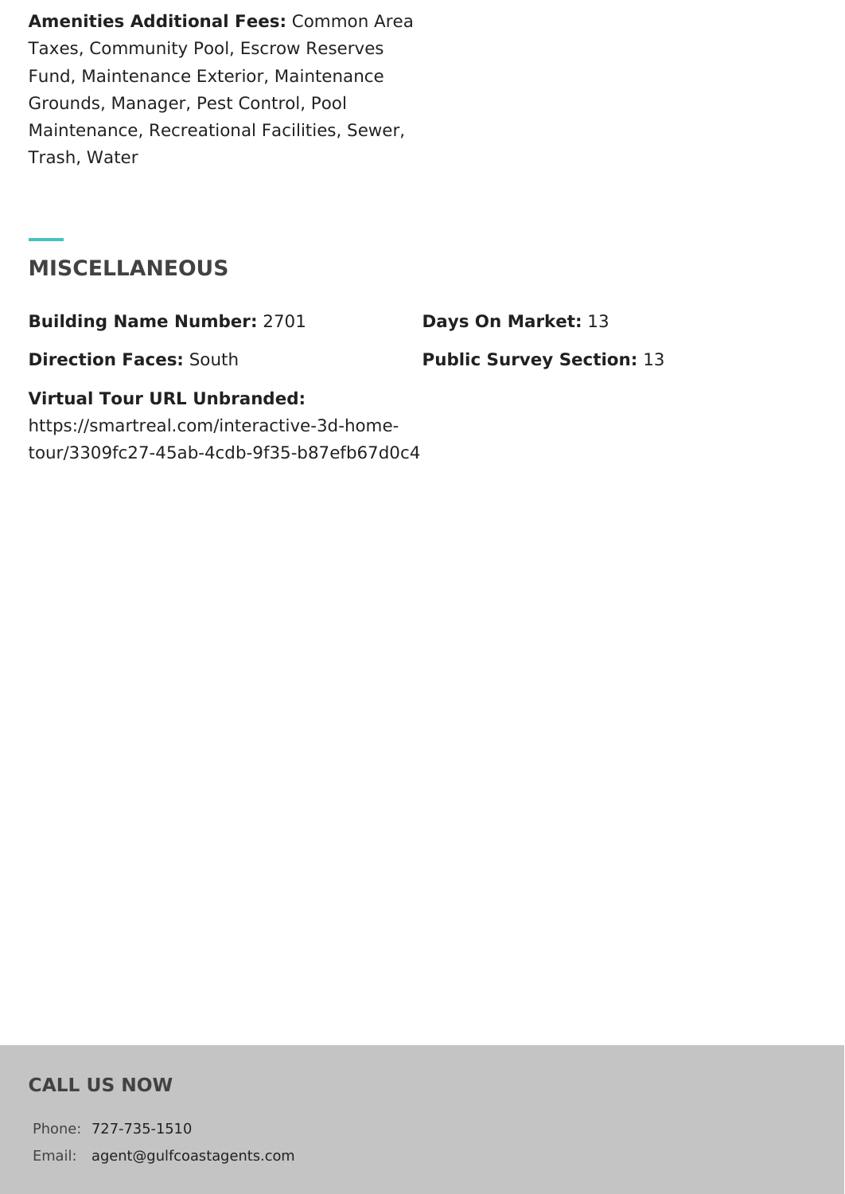**Amenities Additional Fees:** Common Area Taxes, Community Pool, Escrow Reserves Fund, Maintenance Exterior, Maintenance Grounds, Manager, Pest Control, Pool Maintenance, Recreational Facilities, Sewer, Trash, Water

## MISCELLANEOUS

**Building Name Number:** 2701

**Days On Market:** 13

**Direction Faces:** South

**Public Survey Section:** 13

**Virtual Tour URL Unbranded:** https://smartreal.com/interactive-3d-home-tour/3309fc27-45ab-4cdb-9f35-b87efb67d0c4

## CALL US NOW

Phone: 727-735-1510

Email: agent@gulfcoastagents.com